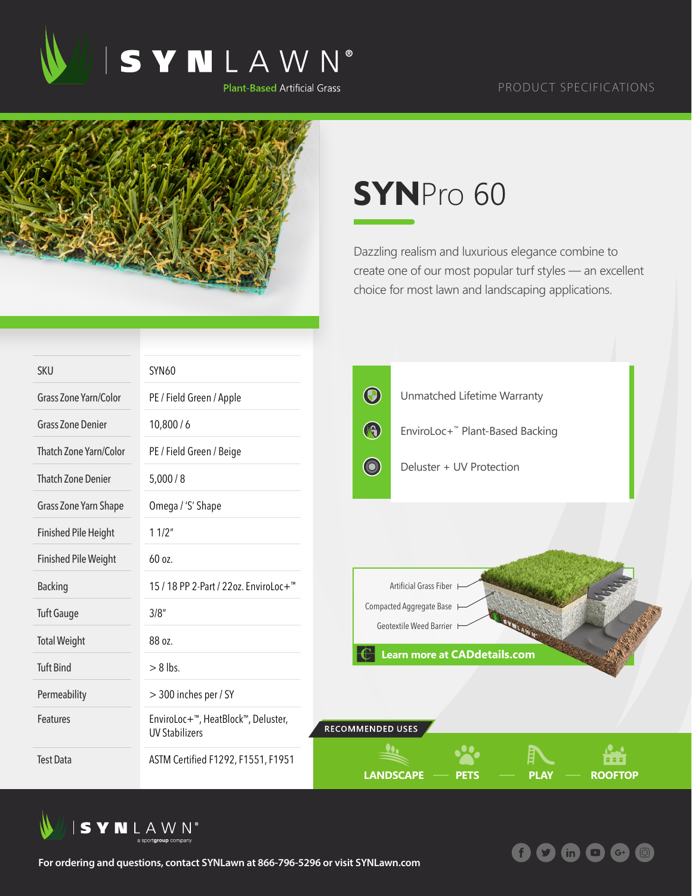# SYNLAWN®

Plant-Based Artificial Grass

PRODUCT SPECIFICATIONS

## SYNPro 60

Dazzling realism and luxurious elegance combine to create one of our most popular turf styles — an excellent choice for most lawn and landscaping applications.

| | |
|---|---|
| SKU | SYN60 |
| Grass Zone Yarn/Color | PE / Field Green / Apple |
| Grass Zone Denier | 10,800 / 6 |
| Thatch Zone Yarn/Color | PE / Field Green / Beige |
| Thatch Zone Denier | 5,000 / 8 |
| Grass Zone Yarn Shape | Omega / 'S' Shape |
| Finished Pile Height | 1 1/2" |
| Finished Pile Weight | 60 oz. |
| Backing | 15 / 18 PP 2-Part / 22oz. EnviroLoc+™ |
| Tuft Gauge | 3/8" |
| Total Weight | 88 oz. |
| Tuft Bind | > 8 lbs. |
| Permeability | > 300 inches per / SY |
| Features | EnviroLoc+™, HeatBlock™, Deluster, UV Stabilizers |
| Test Data | ASTM Certified F1292, F1551, F1951 |

- Unmatched Lifetime Warranty
- EnviroLoc+™ Plant-Based Backing
- Deluster + UV Protection

Artificial Grass Fiber

Compacted Aggregate Base

Geotextile Weed Barrier

Learn more at CADdetails.com

RECOMMENDED USES

LANDSCAPE — PETS — PLAY — ROOFTOP

SYNLAWN® a sportgroup company

For ordering and questions, contact SYNLawn at 866-796-5296 or visit SYNLawn.com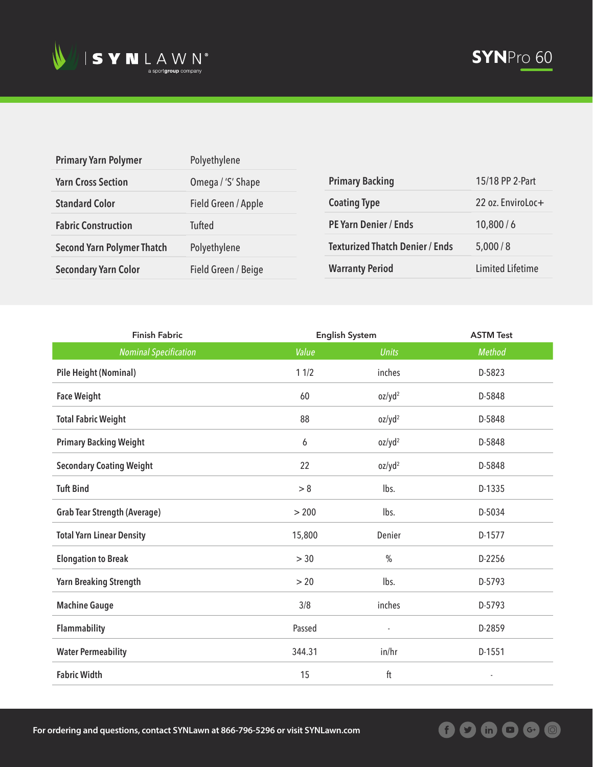# SYNLAWN

a sportgroup company

## SYNPro 60

| | |
|---|---|
| Primary Yarn Polymer | Polyethylene |
| Yarn Cross Section | Omega / 'S' Shape |
| Standard Color | Field Green / Apple |
| Fabric Construction | Tufted |
| Second Yarn Polymer Thatch | Polyethylene |
| Secondary Yarn Color | Field Green / Beige |

| | |
|---|---|
| Primary Backing | 15/18 PP 2-Part |
| Coating Type | 22 oz. EnviroLoc+ |
| PE Yarn Denier / Ends | 10,800 / 6 |
| Texturized Thatch Denier / Ends | 5,000 / 8 |
| Warranty Period | Limited Lifetime |

| Finish Fabric | English System | | ASTM Test |
|---|---|---|---|
| *Nominal Specification* | *Value* | *Units* | *Method* |
| Pile Height (Nominal) | 1 1/2 | inches | D-5823 |
| Face Weight | 60 | $oz/yd^2$ | D-5848 |
| Total Fabric Weight | 88 | $oz/yd^2$ | D-5848 |
| Primary Backing Weight | 6 | $oz/yd^2$ | D-5848 |
| Secondary Coating Weight | 22 | $oz/yd^2$ | D-5848 |
| Tuft Bind | > 8 | lbs. | D-1335 |
| Grab Tear Strength (Average) | > 200 | lbs. | D-5034 |
| Total Yarn Linear Density | 15,800 | Denier | D-1577 |
| Elongation to Break | > 30 | % | D-2256 |
| Yarn Breaking Strength | > 20 | lbs. | D-5793 |
| Machine Gauge | 3/8 | inches | D-5793 |
| Flammability | Passed | - | D-2859 |
| Water Permeability | 344.31 | in/hr | D-1551 |
| Fabric Width | 15 | ft | - |

For ordering and questions, contact SYNLawn at 866-796-5296 or visit SYNLawn.com